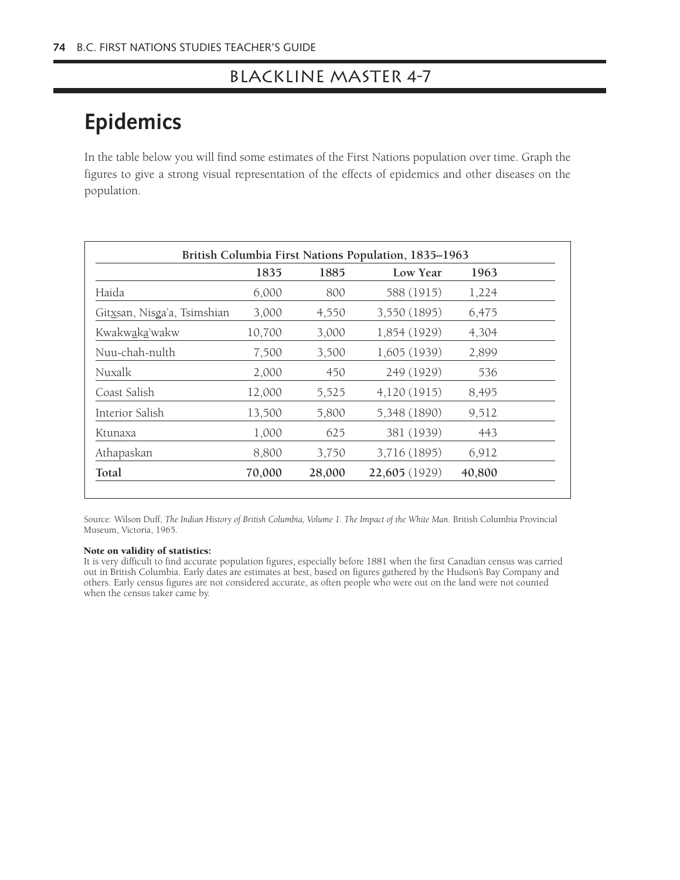## BLACKLINE MASTER 4-7

# Epidemics

In the table below you will find some estimates of the First Nations population over time. Graph the figures to give a strong visual representation of the effects of epidemics and other diseases on the population.

**British Columbia First Nations Population, 1835–1963**

| | 1835 | 1885 | Low Year | 1963 |
|---|---|---|---|---|
| Haida | 6,000 | 800 | 588 (1915) | 1,224 |
| Gitxsan, Nisga'a, Tsimshian | 3,000 | 4,550 | 3,550 (1895) | 6,475 |
| Kwakwaka'wakw | 10,700 | 3,000 | 1,854 (1929) | 4,304 |
| Nuu-chah-nulth | 7,500 | 3,500 | 1,605 (1939) | 2,899 |
| Nuxalk | 2,000 | 450 | 249 (1929) | 536 |
| Coast Salish | 12,000 | 5,525 | 4,120 (1915) | 8,495 |
| Interior Salish | 13,500 | 5,800 | 5,348 (1890) | 9,512 |
| Ktunaxa | 1,000 | 625 | 381 (1939) | 443 |
| Athapaskan | 8,800 | 3,750 | 3,716 (1895) | 6,912 |
| **Total** | **70,000** | **28,000** | **22,605** (1929) | **40,800** |

Source: Wilson Duff, *The Indian History of British Columbia, Volume 1. The Impact of the White Man*. British Columbia Provincial Museum, Victoria, 1965.

**Note on validity of statistics:**
It is very difficult to find accurate population figures, especially before 1881 when the first Canadian census was carried out in British Columbia. Early dates are estimates at best, based on figures gathered by the Hudson's Bay Company and others. Early census figures are not considered accurate, as often people who were out on the land were not counted when the census taker came by.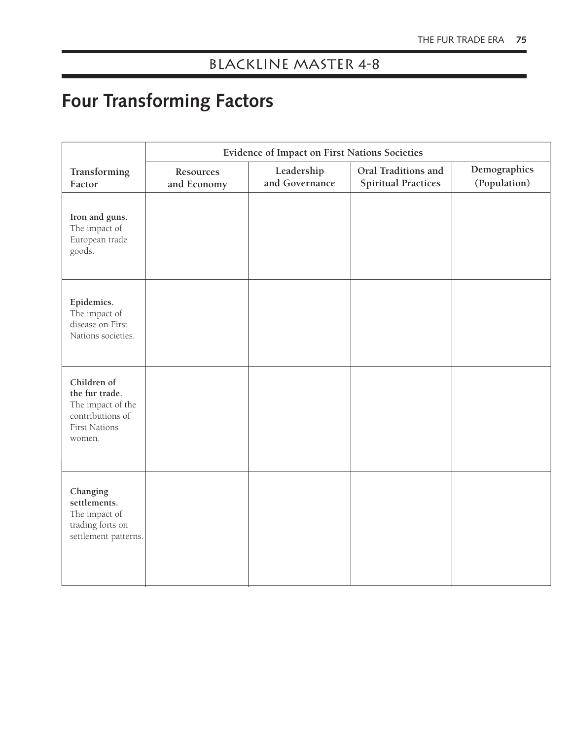## BLACKLINE MASTER 4-8

# Four Transforming Factors

| Transforming Factor | Evidence of Impact on First Nations Societies | | | |
|---|---|---|---|---|
| | Resources and Economy | Leadership and Governance | Oral Traditions and Spiritual Practices | Demographics (Population) |
| **Iron and guns.** The impact of European trade goods. | | | | |
| **Epidemics.** The impact of disease on First Nations societies. | | | | |
| **Children of the fur trade.** The impact of the contributions of First Nations women. | | | | |
| **Changing settlements.** The impact of trading forts on settlement patterns. | | | | |